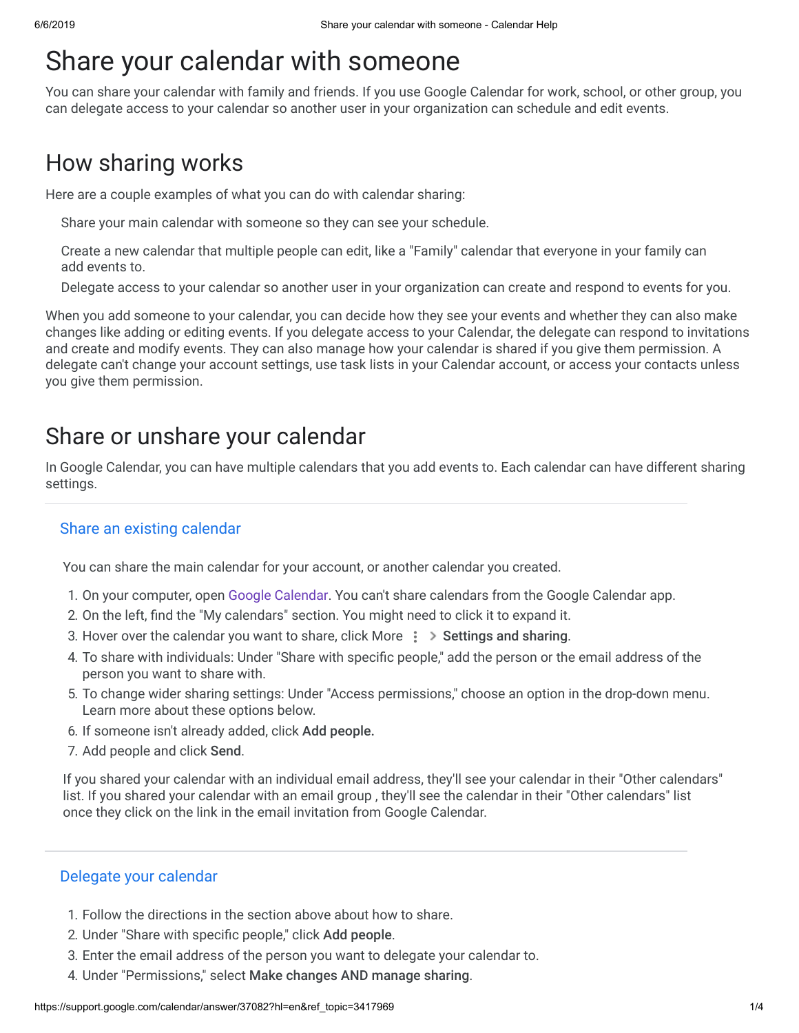# Share your calendar with someone

You can share your calendar with family and friends. If you use Google Calendar for work, school, or other group, you can delegate access to your calendar so another user in your organization can schedule and edit events.

# How sharing works

Here are a couple examples of what you can do with calendar sharing:

- Share your main calendar with someone so they can see your schedule.
- Create a new calendar that multiple people can edit, like a "Family" calendar that everyone in your family can add events to.
- Delegate access to your calendar so another user in your organization can create and respond to events for you.

When you add someone to your calendar, you can decide how they see your events and whether they can also make changes like adding or editing events. If you delegate access to your Calendar, the delegate can respond to invitations and create and modify events. They can also manage how your calendar is shared if you give them permission. A delegate can't change your account settings, use task lists in your Calendar account, or access your contacts unless you give them permission.

# Share or unshare your calendar

In Google Calendar, you can have multiple calendars that you add events to. Each calendar can have different sharing settings.

## Share an existing calendar

You can share the main calendar for your account, or another calendar you created.

1. On your computer, open Google Calendar. You can't share calendars from the Google Calendar app.
2. On the left, find the "My calendars" section. You might need to click it to expand it.
3. Hover over the calendar you want to share, click More ⋮ > **Settings and sharing**.
4. To share with individuals: Under "Share with specific people," add the person or the email address of the person you want to share with.
5. To change wider sharing settings: Under "Access permissions," choose an option in the drop-down menu. Learn more about these options below.
6. If someone isn't already added, click **Add people.**
7. Add people and click **Send**.

If you shared your calendar with an individual email address, they'll see your calendar in their "Other calendars" list. If you shared your calendar with an email group , they'll see the calendar in their "Other calendars" list once they click on the link in the email invitation from Google Calendar.

## Delegate your calendar

1. Follow the directions in the section above about how to share.
2. Under "Share with specific people," click **Add people**.
3. Enter the email address of the person you want to delegate your calendar to.
4. Under "Permissions," select **Make changes AND manage sharing**.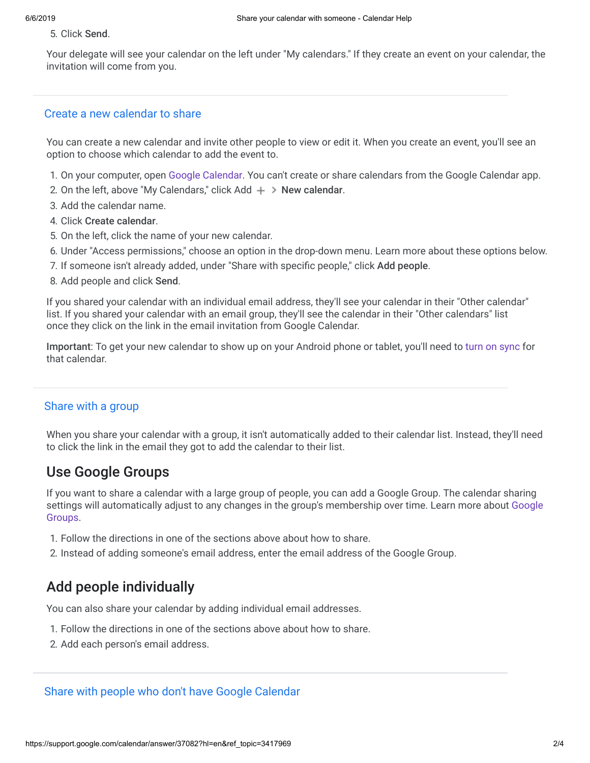5. Click **Send**.

Your delegate will see your calendar on the left under "My calendars." If they create an event on your calendar, the invitation will come from you.

## Create a new calendar to share

You can create a new calendar and invite other people to view or edit it. When you create an event, you'll see an option to choose which calendar to add the event to.

1. On your computer, open Google Calendar. You can't create or share calendars from the Google Calendar app.
2. On the left, above "My Calendars," click Add + > **New calendar**.
3. Add the calendar name.
4. Click **Create calendar**.
5. On the left, click the name of your new calendar.
6. Under "Access permissions," choose an option in the drop-down menu. Learn more about these options below.
7. If someone isn't already added, under "Share with specific people," click **Add people**.
8. Add people and click **Send**.

If you shared your calendar with an individual email address, they'll see your calendar in their "Other calendar" list. If you shared your calendar with an email group, they'll see the calendar in their "Other calendars" list once they click on the link in the email invitation from Google Calendar.

**Important**: To get your new calendar to show up on your Android phone or tablet, you'll need to turn on sync for that calendar.

## Share with a group

When you share your calendar with a group, it isn't automatically added to their calendar list. Instead, they'll need to click the link in the email they got to add the calendar to their list.

### Use Google Groups

If you want to share a calendar with a large group of people, you can add a Google Group. The calendar sharing settings will automatically adjust to any changes in the group's membership over time. Learn more about Google Groups.

1. Follow the directions in one of the sections above about how to share.
2. Instead of adding someone's email address, enter the email address of the Google Group.

### Add people individually

You can also share your calendar by adding individual email addresses.

1. Follow the directions in one of the sections above about how to share.
2. Add each person's email address.

## Share with people who don't have Google Calendar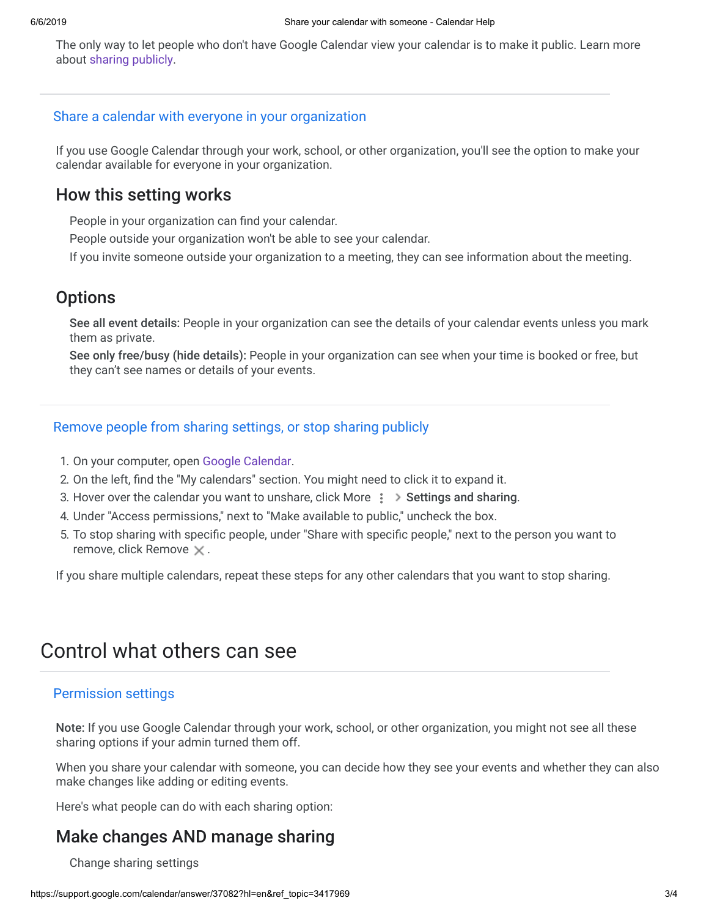The only way to let people who don't have Google Calendar view your calendar is to make it public. Learn more about sharing publicly.

### Share a calendar with everyone in your organization

If you use Google Calendar through your work, school, or other organization, you'll see the option to make your calendar available for everyone in your organization.

## How this setting works

People in your organization can find your calendar.
People outside your organization won't be able to see your calendar.
If you invite someone outside your organization to a meeting, they can see information about the meeting.

## Options

**See all event details:** People in your organization can see the details of your calendar events unless you mark them as private.
**See only free/busy (hide details):** People in your organization can see when your time is booked or free, but they can't see names or details of your events.

### Remove people from sharing settings, or stop sharing publicly

1. On your computer, open Google Calendar.
2. On the left, find the "My calendars" section. You might need to click it to expand it.
3. Hover over the calendar you want to unshare, click More ⋮ > **Settings and sharing**.
4. Under "Access permissions," next to "Make available to public," uncheck the box.
5. To stop sharing with specific people, under "Share with specific people," next to the person you want to remove, click Remove ✕.

If you share multiple calendars, repeat these steps for any other calendars that you want to stop sharing.

# Control what others can see

### Permission settings

**Note:** If you use Google Calendar through your work, school, or other organization, you might not see all these sharing options if your admin turned them off.

When you share your calendar with someone, you can decide how they see your events and whether they can also make changes like adding or editing events.

Here's what people can do with each sharing option:

## Make changes AND manage sharing

Change sharing settings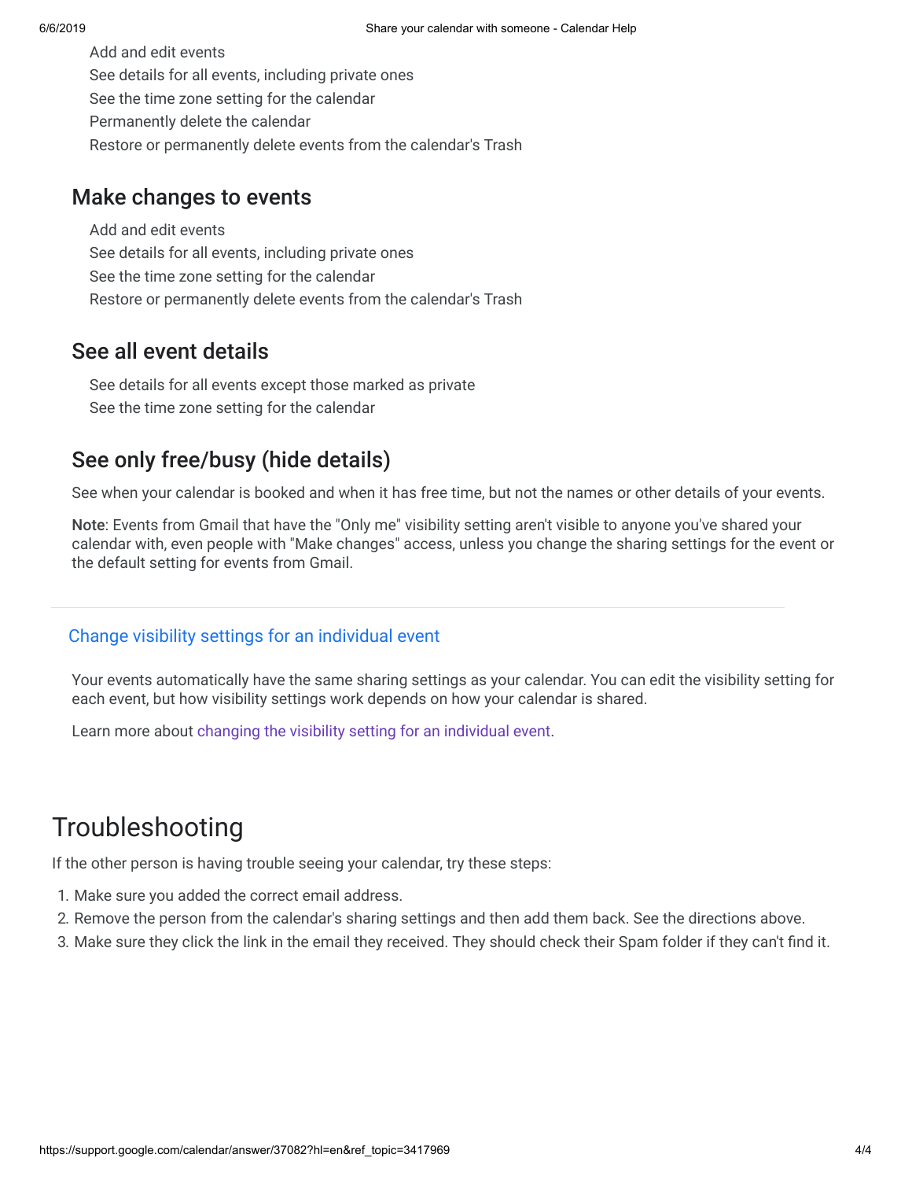Add and edit events
See details for all events, including private ones
See the time zone setting for the calendar
Permanently delete the calendar
Restore or permanently delete events from the calendar's Trash

### Make changes to events

Add and edit events
See details for all events, including private ones
See the time zone setting for the calendar
Restore or permanently delete events from the calendar's Trash

### See all event details

See details for all events except those marked as private
See the time zone setting for the calendar

### See only free/busy (hide details)

See when your calendar is booked and when it has free time, but not the names or other details of your events.

**Note**: Events from Gmail that have the "Only me" visibility setting aren't visible to anyone you've shared your calendar with, even people with "Make changes" access, unless you change the sharing settings for the event or the default setting for events from Gmail.

---

### Change visibility settings for an individual event

Your events automatically have the same sharing settings as your calendar. You can edit the visibility setting for each event, but how visibility settings work depends on how your calendar is shared.

Learn more about changing the visibility setting for an individual event.

## Troubleshooting

If the other person is having trouble seeing your calendar, try these steps:

1. Make sure you added the correct email address.
2. Remove the person from the calendar's sharing settings and then add them back. See the directions above.
3. Make sure they click the link in the email they received. They should check their Spam folder if they can't find it.